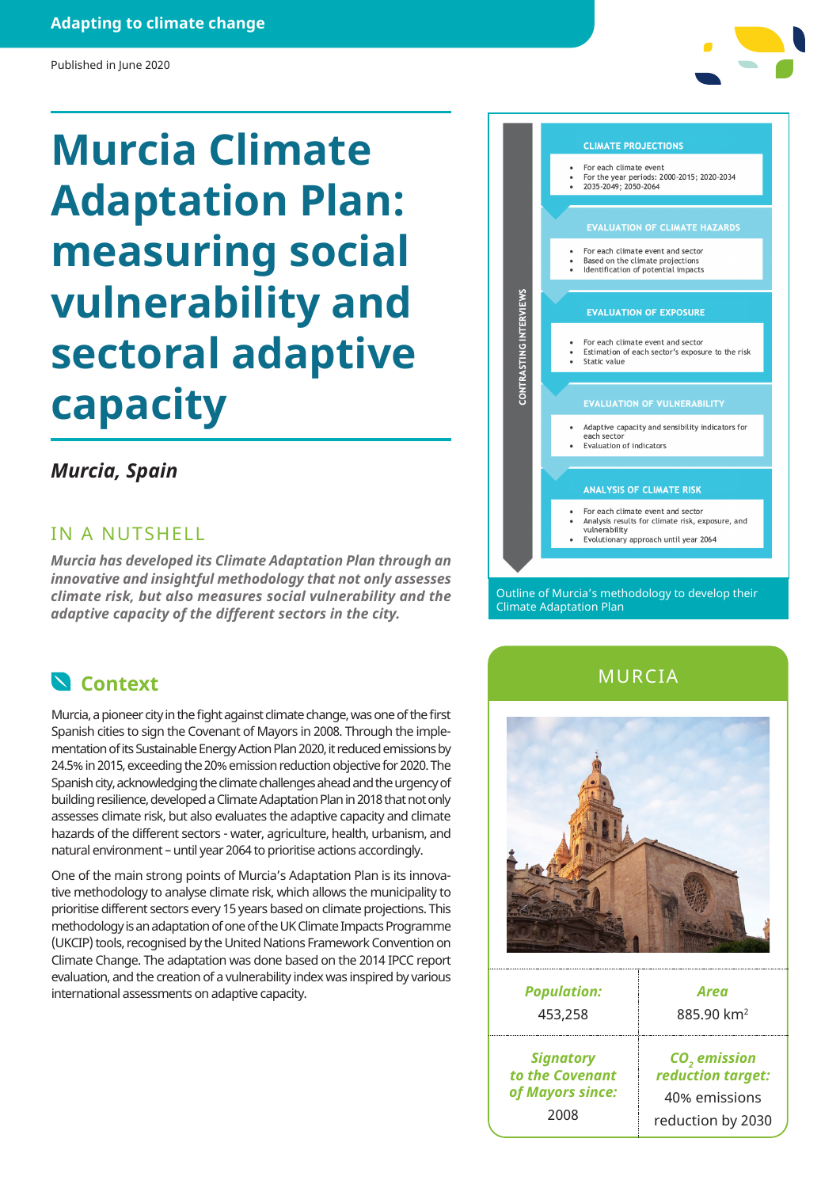Adapting to climate change

Published in June 2020

# Murcia Climate Adaptation Plan: measuring social vulnerability and sectoral adaptive capacity

***Murcia, Spain***

## IN A NUTSHELL

***Murcia has developed its Climate Adaptation Plan through an innovative and insightful methodology that not only assesses climate risk, but also measures social vulnerability and the adaptive capacity of the different sectors in the city.***

## Context

Murcia, a pioneer city in the fight against climate change, was one of the first Spanish cities to sign the Covenant of Mayors in 2008. Through the implementation of its Sustainable Energy Action Plan 2020, it reduced emissions by 24.5% in 2015, exceeding the 20% emission reduction objective for 2020. The Spanish city, acknowledging the climate challenges ahead and the urgency of building resilience, developed a Climate Adaptation Plan in 2018 that not only assesses climate risk, but also evaluates the adaptive capacity and climate hazards of the different sectors - water, agriculture, health, urbanism, and natural environment – until year 2064 to prioritise actions accordingly.

One of the main strong points of Murcia's Adaptation Plan is its innovative methodology to analyse climate risk, which allows the municipality to prioritise different sectors every 15 years based on climate projections. This methodology is an adaptation of one of the UK Climate Impacts Programme (UKCIP) tools, recognised by the United Nations Framework Convention on Climate Change. The adaptation was done based on the 2014 IPCC report evaluation, and the creation of a vulnerability index was inspired by various international assessments on adaptive capacity.

CONTRASTING INTERVIEWS

**CLIMATE PROJECTIONS**

- For each climate event
- For the year periods: 2000-2015; 2020-2034
- 2035-2049; 2050-2064

**EVALUATION OF CLIMATE HAZARDS**

- For each climate event and sector
- Based on the climate projections
- Identification of potential impacts

**EVALUATION OF EXPOSURE**

- For each climate event and sector
- Estimation of each sector's exposure to the risk
- Static value

**EVALUATION OF VULNERABILITY**

- Adaptive capacity and sensibility indicators for each sector
- Evaluation of indicators

**ANALYSIS OF CLIMATE RISK**

- For each climate event and sector
- Analysis results for climate risk, exposure, and vulnerability
- Evolutionary approach until year 2064

Outline of Murcia's methodology to develop their Climate Adaptation Plan

## MURCIA

| ***Population:*** | ***Area*** |
|---|---|
| 453,258 | 885.90 km$^2$ |
| ***Signatory to the Covenant of Mayors since:*** | ***$CO_2$ emission reduction target:*** |
| 2008 | 40% emissions reduction by 2030 |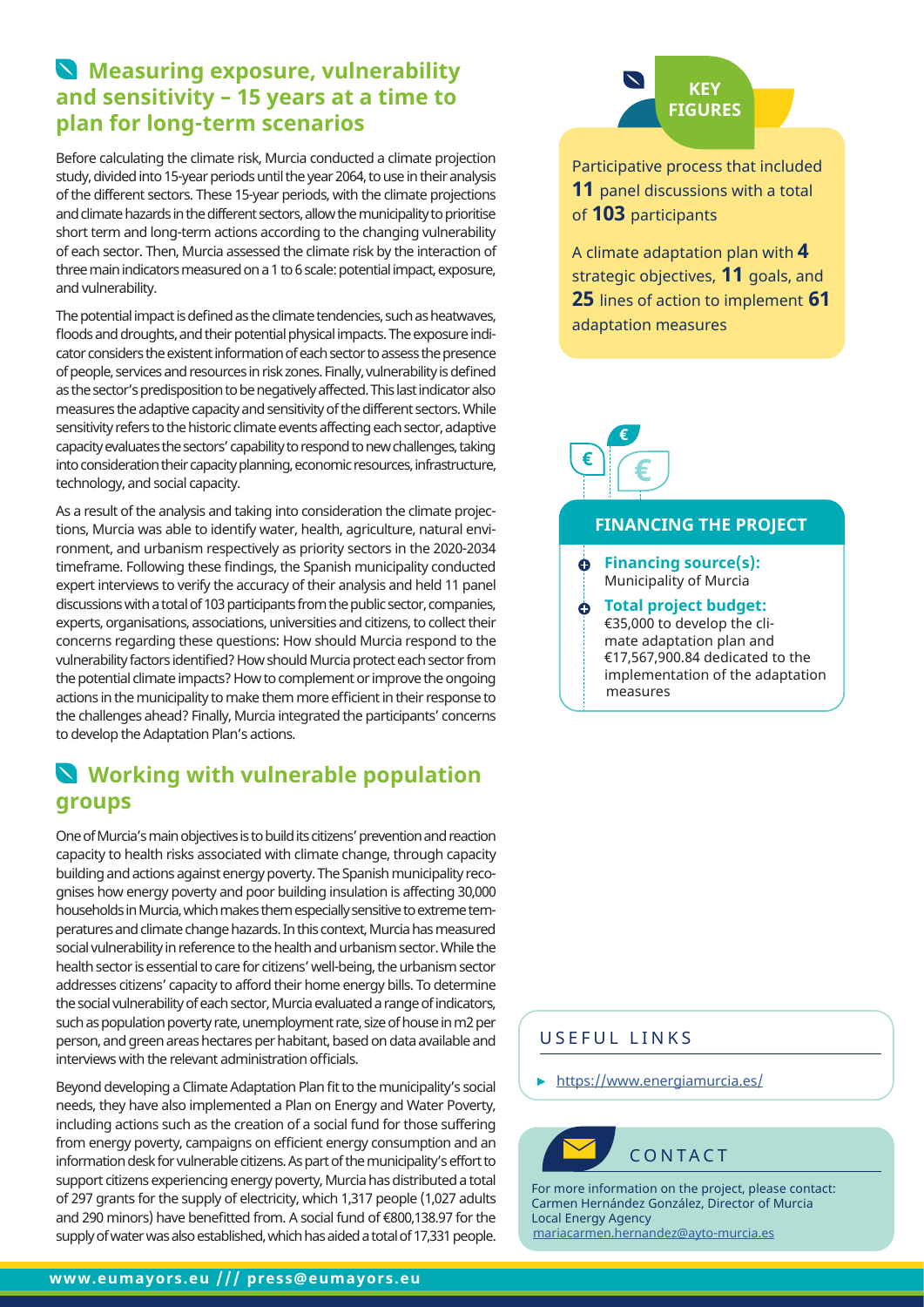## Measuring exposure, vulnerability and sensitivity – 15 years at a time to plan for long-term scenarios

Before calculating the climate risk, Murcia conducted a climate projection study, divided into 15-year periods until the year 2064, to use in their analysis of the different sectors. These 15-year periods, with the climate projections and climate hazards in the different sectors, allow the municipality to prioritise short term and long-term actions according to the changing vulnerability of each sector. Then, Murcia assessed the climate risk by the interaction of three main indicators measured on a 1 to 6 scale: potential impact, exposure, and vulnerability.

The potential impact is defined as the climate tendencies, such as heatwaves, floods and droughts, and their potential physical impacts. The exposure indicator considers the existent information of each sector to assess the presence of people, services and resources in risk zones. Finally, vulnerability is defined as the sector's predisposition to be negatively affected. This last indicator also measures the adaptive capacity and sensitivity of the different sectors. While sensitivity refers to the historic climate events affecting each sector, adaptive capacity evaluates the sectors' capability to respond to new challenges, taking into consideration their capacity planning, economic resources, infrastructure, technology, and social capacity.

As a result of the analysis and taking into consideration the climate projections, Murcia was able to identify water, health, agriculture, natural environment, and urbanism respectively as priority sectors in the 2020-2034 timeframe. Following these findings, the Spanish municipality conducted expert interviews to verify the accuracy of their analysis and held 11 panel discussions with a total of 103 participants from the public sector, companies, experts, organisations, associations, universities and citizens, to collect their concerns regarding these questions: How should Murcia respond to the vulnerability factors identified? How should Murcia protect each sector from the potential climate impacts? How to complement or improve the ongoing actions in the municipality to make them more efficient in their response to the challenges ahead? Finally, Murcia integrated the participants' concerns to develop the Adaptation Plan's actions.

## Working with vulnerable population groups

One of Murcia's main objectives is to build its citizens' prevention and reaction capacity to health risks associated with climate change, through capacity building and actions against energy poverty. The Spanish municipality recognises how energy poverty and poor building insulation is affecting 30,000 households in Murcia, which makes them especially sensitive to extreme temperatures and climate change hazards. In this context, Murcia has measured social vulnerability in reference to the health and urbanism sector. While the health sector is essential to care for citizens' well-being, the urbanism sector addresses citizens' capacity to afford their home energy bills. To determine the social vulnerability of each sector, Murcia evaluated a range of indicators, such as population poverty rate, unemployment rate, size of house in m2 per person, and green areas hectares per habitant, based on data available and interviews with the relevant administration officials.

Beyond developing a Climate Adaptation Plan fit to the municipality's social needs, they have also implemented a Plan on Energy and Water Poverty, including actions such as the creation of a social fund for those suffering from energy poverty, campaigns on efficient energy consumption and an information desk for vulnerable citizens. As part of the municipality's effort to support citizens experiencing energy poverty, Murcia has distributed a total of 297 grants for the supply of electricity, which 1,317 people (1,027 adults and 290 minors) have benefitted from. A social fund of €800,138.97 for the supply of water was also established, which has aided a total of 17,331 people.

### KEY FIGURES

Participative process that included **11** panel discussions with a total of **103** participants

A climate adaptation plan with **4** strategic objectives, **11** goals, and **25** lines of action to implement **61** adaptation measures

### FINANCING THE PROJECT

- **Financing source(s):** Municipality of Murcia
- **Total project budget:** €35,000 to develop the climate adaptation plan and €17,567,900.84 dedicated to the implementation of the adaptation measures

### USEFUL LINKS

- https://www.energiamurcia.es/

### CONTACT

For more information on the project, please contact: Carmen Hernández González, Director of Murcia Local Energy Agency
mariacarmen.hernandez@ayto-murcia.es

www.eumayors.eu /// press@eumayors.eu